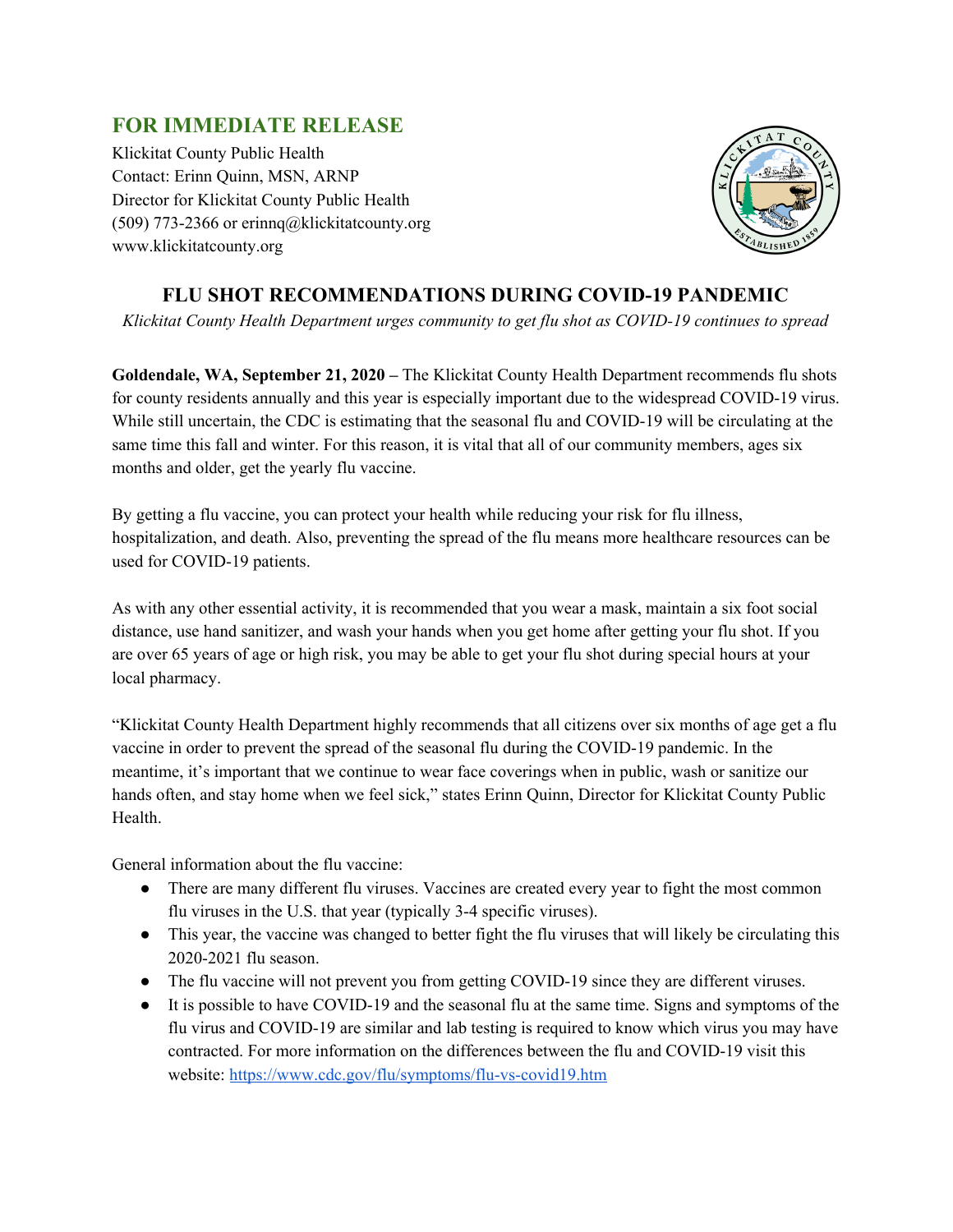## FOR IMMEDIATE RELEASE

Klickitat County Public Health
Contact: Erinn Quinn, MSN, ARNP
Director for Klickitat County Public Health
(509) 773-2366 or erinnq@klickitatcounty.org
www.klickitatcounty.org

# FLU SHOT RECOMMENDATIONS DURING COVID-19 PANDEMIC

*Klickitat County Health Department urges community to get flu shot as COVID-19 continues to spread*

**Goldendale, WA, September 21, 2020 –** The Klickitat County Health Department recommends flu shots for county residents annually and this year is especially important due to the widespread COVID-19 virus. While still uncertain, the CDC is estimating that the seasonal flu and COVID-19 will be circulating at the same time this fall and winter. For this reason, it is vital that all of our community members, ages six months and older, get the yearly flu vaccine.

By getting a flu vaccine, you can protect your health while reducing your risk for flu illness, hospitalization, and death. Also, preventing the spread of the flu means more healthcare resources can be used for COVID-19 patients.

As with any other essential activity, it is recommended that you wear a mask, maintain a six foot social distance, use hand sanitizer, and wash your hands when you get home after getting your flu shot. If you are over 65 years of age or high risk, you may be able to get your flu shot during special hours at your local pharmacy.

"Klickitat County Health Department highly recommends that all citizens over six months of age get a flu vaccine in order to prevent the spread of the seasonal flu during the COVID-19 pandemic. In the meantime, it's important that we continue to wear face coverings when in public, wash or sanitize our hands often, and stay home when we feel sick," states Erinn Quinn, Director for Klickitat County Public Health.

General information about the flu vaccine:

- There are many different flu viruses. Vaccines are created every year to fight the most common flu viruses in the U.S. that year (typically 3-4 specific viruses).
- This year, the vaccine was changed to better fight the flu viruses that will likely be circulating this 2020-2021 flu season.
- The flu vaccine will not prevent you from getting COVID-19 since they are different viruses.
- It is possible to have COVID-19 and the seasonal flu at the same time. Signs and symptoms of the flu virus and COVID-19 are similar and lab testing is required to know which virus you may have contracted. For more information on the differences between the flu and COVID-19 visit this website: https://www.cdc.gov/flu/symptoms/flu-vs-covid19.htm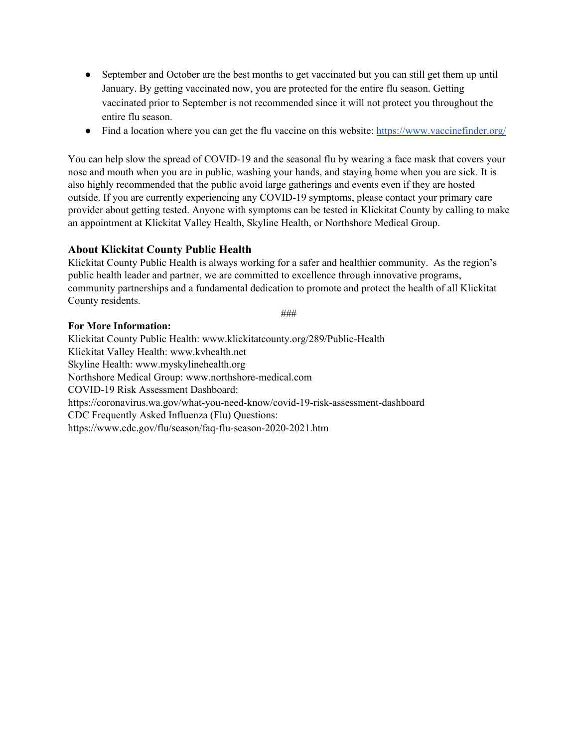- September and October are the best months to get vaccinated but you can still get them up until January. By getting vaccinated now, you are protected for the entire flu season. Getting vaccinated prior to September is not recommended since it will not protect you throughout the entire flu season.
- Find a location where you can get the flu vaccine on this website: [https://www.vaccinefinder.org/](https://www.vaccinefinder.org/)

You can help slow the spread of COVID-19 and the seasonal flu by wearing a face mask that covers your nose and mouth when you are in public, washing your hands, and staying home when you are sick. It is also highly recommended that the public avoid large gatherings and events even if they are hosted outside. If you are currently experiencing any COVID-19 symptoms, please contact your primary care provider about getting tested. Anyone with symptoms can be tested in Klickitat County by calling to make an appointment at Klickitat Valley Health, Skyline Health, or Northshore Medical Group.

### About Klickitat County Public Health

Klickitat County Public Health is always working for a safer and healthier community. As the region's public health leader and partner, we are committed to excellence through innovative programs, community partnerships and a fundamental dedication to promote and protect the health of all Klickitat County residents.

###

**For More Information:**
Klickitat County Public Health: www.klickitatcounty.org/289/Public-Health
Klickitat Valley Health: www.kvhealth.net
Skyline Health: www.myskylinehealth.org
Northshore Medical Group: www.northshore-medical.com
COVID-19 Risk Assessment Dashboard:
https://coronavirus.wa.gov/what-you-need-know/covid-19-risk-assessment-dashboard
CDC Frequently Asked Influenza (Flu) Questions:
https://www.cdc.gov/flu/season/faq-flu-season-2020-2021.htm